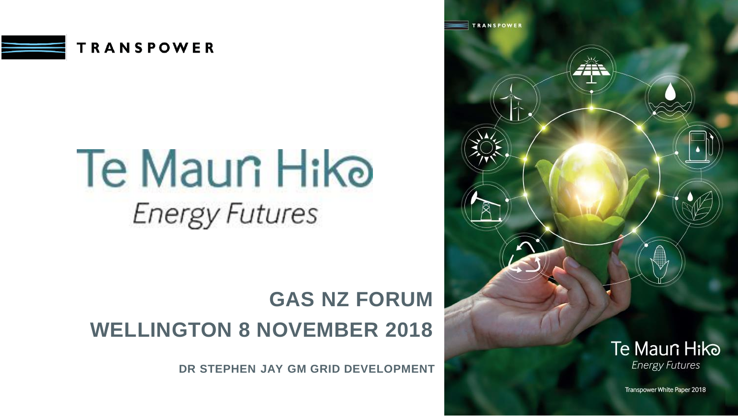TRANSPOWER

# Te Mauri Hiko

*Energy Futures*

## GAS NZ FORUM

## WELLINGTON 8 NOVEMBER 2018

**DR STEPHEN JAY GM GRID DEVELOPMENT**

TRANSPOWER

Te Mauri Hiko

*Energy Futures*

Transpower White Paper 2018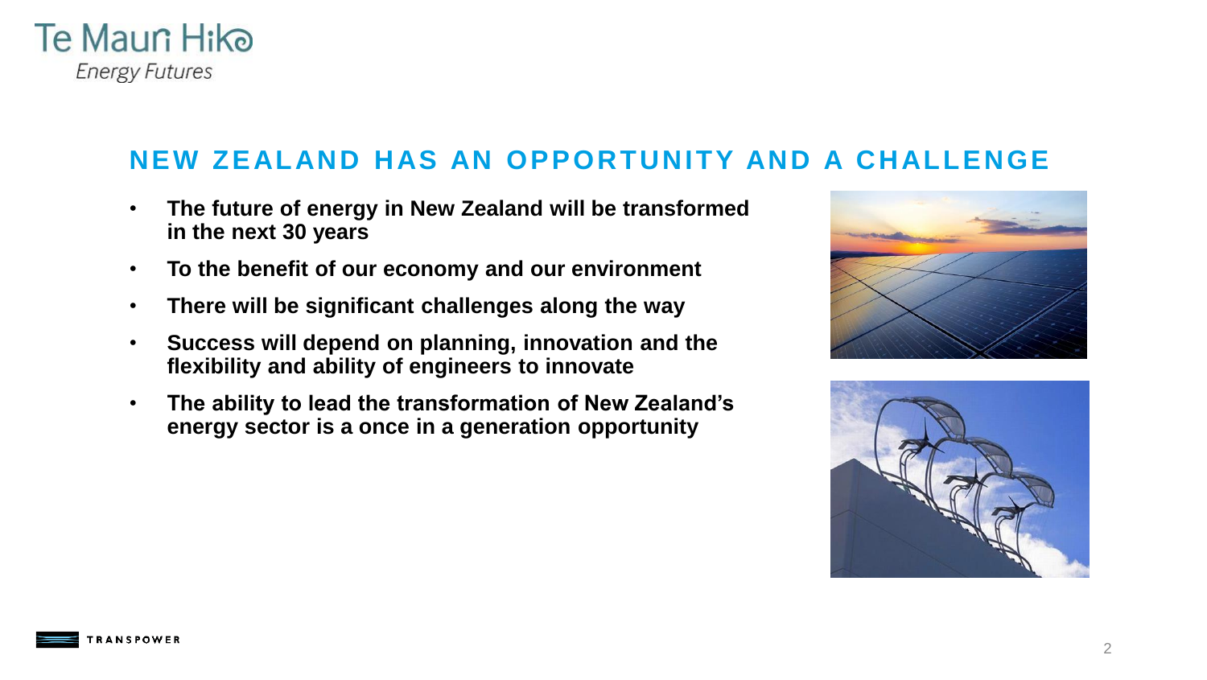## NEW ZEALAND HAS AN OPPORTUNITY AND A CHALLENGE

- **The future of energy in New Zealand will be transformed in the next 30 years**
- **To the benefit of our economy and our environment**
- **There will be significant challenges along the way**
- **Success will depend on planning, innovation and the flexibility and ability of engineers to innovate**
- **The ability to lead the transformation of New Zealand's energy sector is a once in a generation opportunity**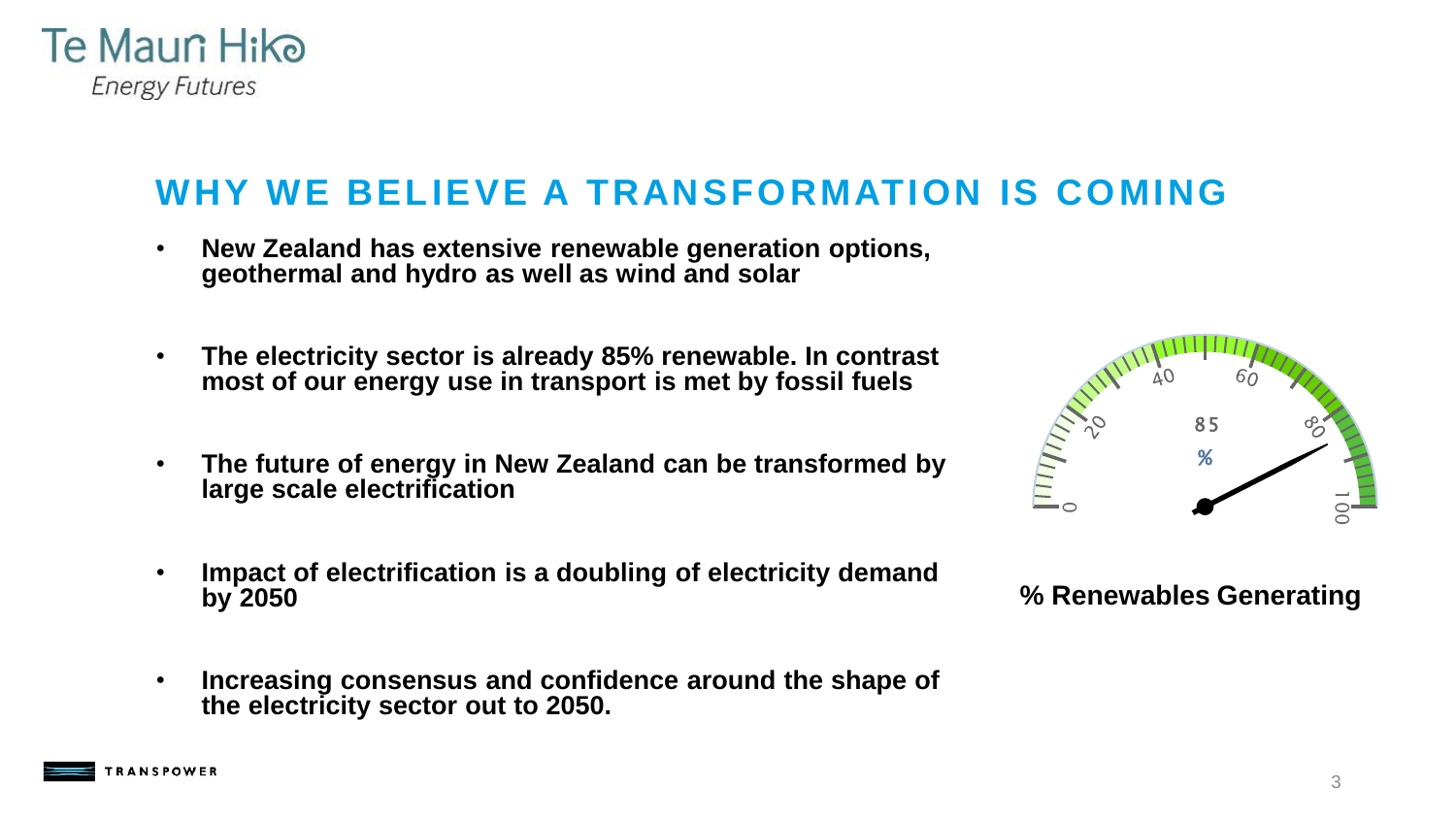## WHY WE BELIEVE A TRANSFORMATION IS COMING

- **New Zealand has extensive renewable generation options, geothermal and hydro as well as wind and solar**
- **The electricity sector is already 85% renewable. In contrast most of our energy use in transport is met by fossil fuels**
- **The future of energy in New Zealand can be transformed by large scale electrification**
- **Impact of electrification is a doubling of electricity demand by 2050**
- **Increasing consensus and confidence around the shape of the electricity sector out to 2050.**

**% Renewables Generating**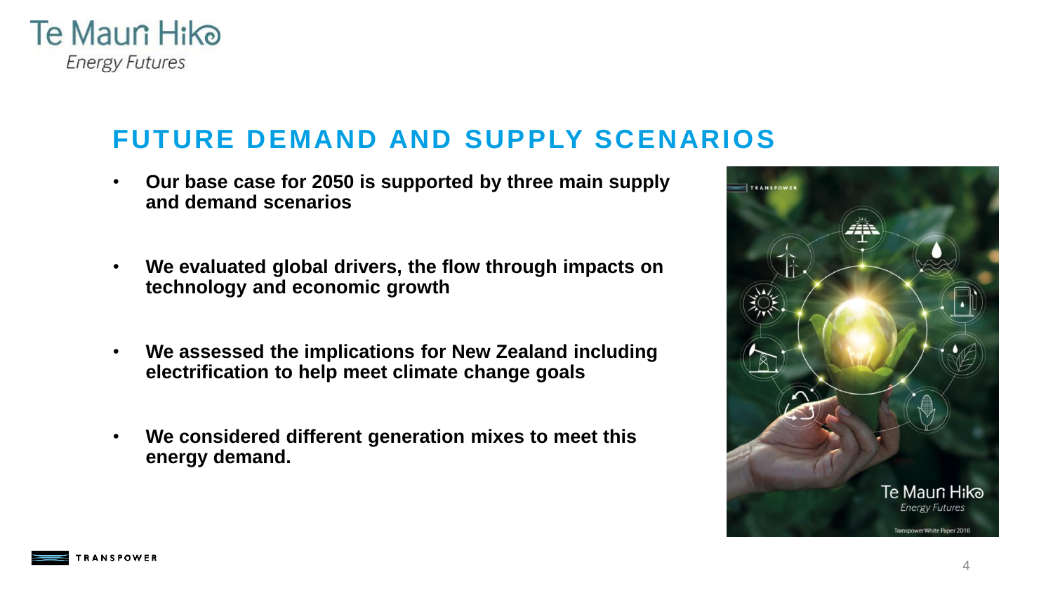## FUTURE DEMAND AND SUPPLY SCENARIOS

- **Our base case for 2050 is supported by three main supply and demand scenarios**
- **We evaluated global drivers, the flow through impacts on technology and economic growth**
- **We assessed the implications for New Zealand including electrification to help meet climate change goals**
- **We considered different generation mixes to meet this energy demand.**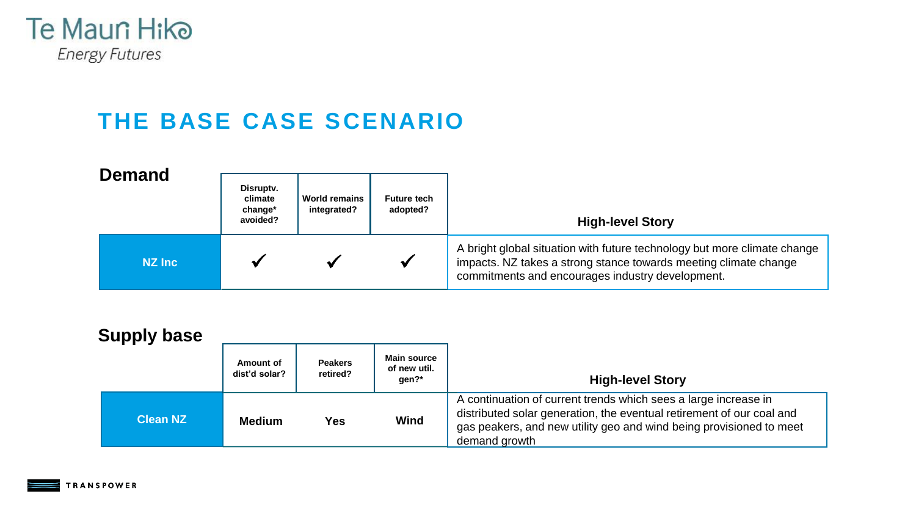# THE BASE CASE SCENARIO

## Demand

| | Disruptv. climate change* avoided? | World remains integrated? | Future tech adopted? | High-level Story |
|---|---|---|---|---|
| **NZ Inc** | ✓ | ✓ | ✓ | A bright global situation with future technology but more climate change impacts. NZ takes a strong stance towards meeting climate change commitments and encourages industry development. |

## Supply base

| | Amount of dist'd solar? | Peakers retired? | Main source of new util. gen?* | High-level Story |
|---|---|---|---|---|
| **Clean NZ** | **Medium** | **Yes** | **Wind** | A continuation of current trends which sees a large increase in distributed solar generation, the eventual retirement of our coal and gas peakers, and new utility geo and wind being provisioned to meet demand growth |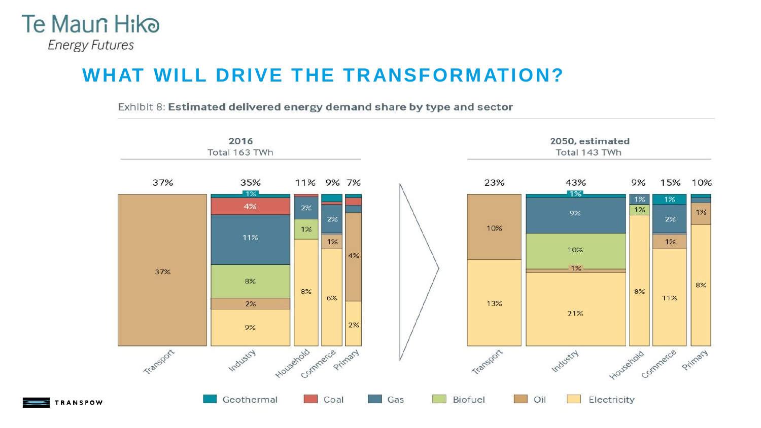# WHAT WILL DRIVE THE TRANSFORMATION?

Exhibit 8: **Estimated delivered energy demand share by type and sector**

**2016**
Total 163 TWh

| Sector | Total | Geothermal | Coal | Gas | Biofuel | Oil | Electricity |
|---|---|---|---|---|---|---|---|
| Transport | 37% | | | | | 37% | |
| Industry | 35% | 1% | 4% | 11% | 8% | 2% | 9% |
| Household | 11% | | | 2% | 1% | | 8% |
| Commerce | 9% | | | 2% | | 1% | 6% |
| Primary | 7% | | | | | 4% | 2% |

**2050, estimated**
Total 143 TWh

| Sector | Total | Geothermal | Coal | Gas | Biofuel | Oil | Electricity |
|---|---|---|---|---|---|---|---|
| Transport | 23% | | | | | 10% | 13% |
| Industry | 43% | 1% | | 9% | 10% | 1% | 21% |
| Household | 9% | | | 1% | 1% | | 8% |
| Commerce | 15% | 1% | | 2% | | 1% | 11% |
| Primary | 10% | | | | | 1% | 8% |

Geothermal | Coal | Gas | Biofuel | Oil | Electricity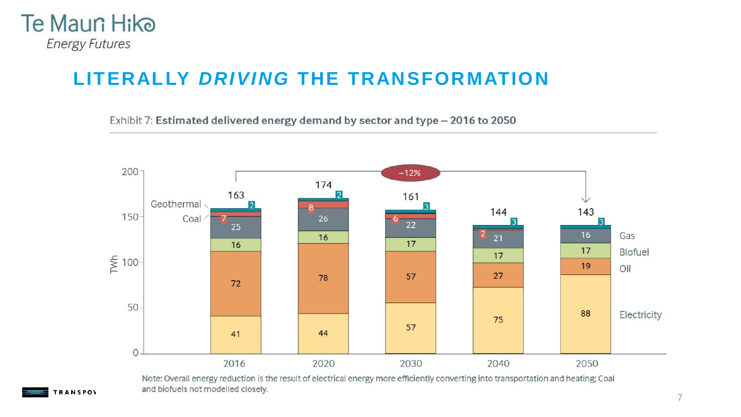# LITERALLY *DRIVING* THE TRANSFORMATION

Exhibit 7: **Estimated delivered energy demand by sector and type – 2016 to 2050**

| TWh | 2016 | 2020 | 2030 | 2040 | 2050 |
|---|---|---|---|---|---|
| Geothermal | 2 | 2 | 3 | 3 | 3 |
| Coal | 7 | 8 | 6 | 2 | |
| Gas | 25 | 26 | 22 | 21 | 16 |
| Biofuel | 16 | 16 | 17 | 17 | 17 |
| Oil | 72 | 78 | 57 | 27 | 19 |
| Electricity | 41 | 44 | 57 | 75 | 88 |
| **Total** | **163** | **174** | **161** | **144** | **143** |

−12% (2016 to 2050)

Note: Overall energy reduction is the result of electrical energy more efficiently converting into transportation and heating; Coal and biofuels not modelled closely.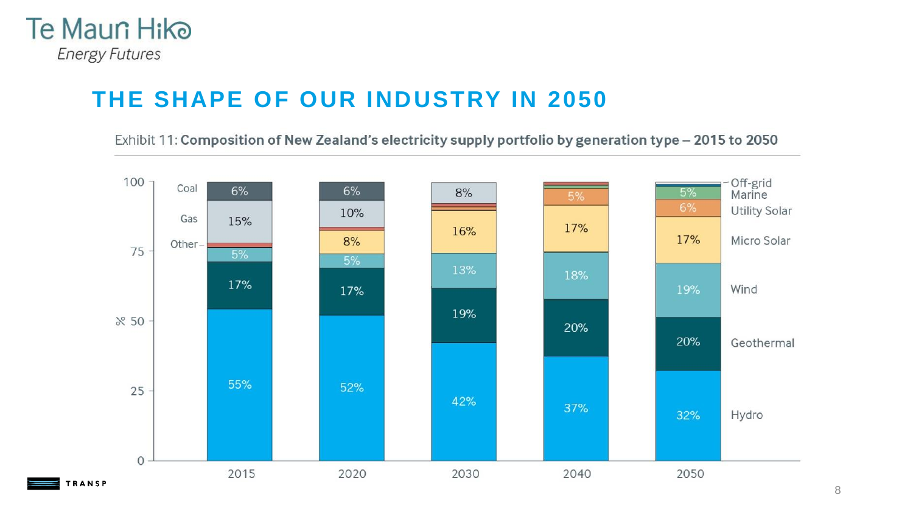# THE SHAPE OF OUR INDUSTRY IN 2050

Exhibit 11: **Composition of New Zealand's electricity supply portfolio by generation type – 2015 to 2050**

| Generation type | 2015 | 2020 | 2030 | 2040 | 2050 |
|---|---|---|---|---|---|
| Coal | 6% | 6% | | | |
| Gas | 15% | 10% | 8% | | |
| Other | | | | | |
| Off-grid | | | | | |
| Marine | | | | | 5% |
| Utility Solar | | | | 5% | 6% |
| Micro Solar | | 8% | 16% | 17% | 17% |
| Wind | 5% | 5% | 13% | 18% | 19% |
| Geothermal | 17% | 17% | 19% | 20% | 20% |
| Hydro | 55% | 52% | 42% | 37% | 32% |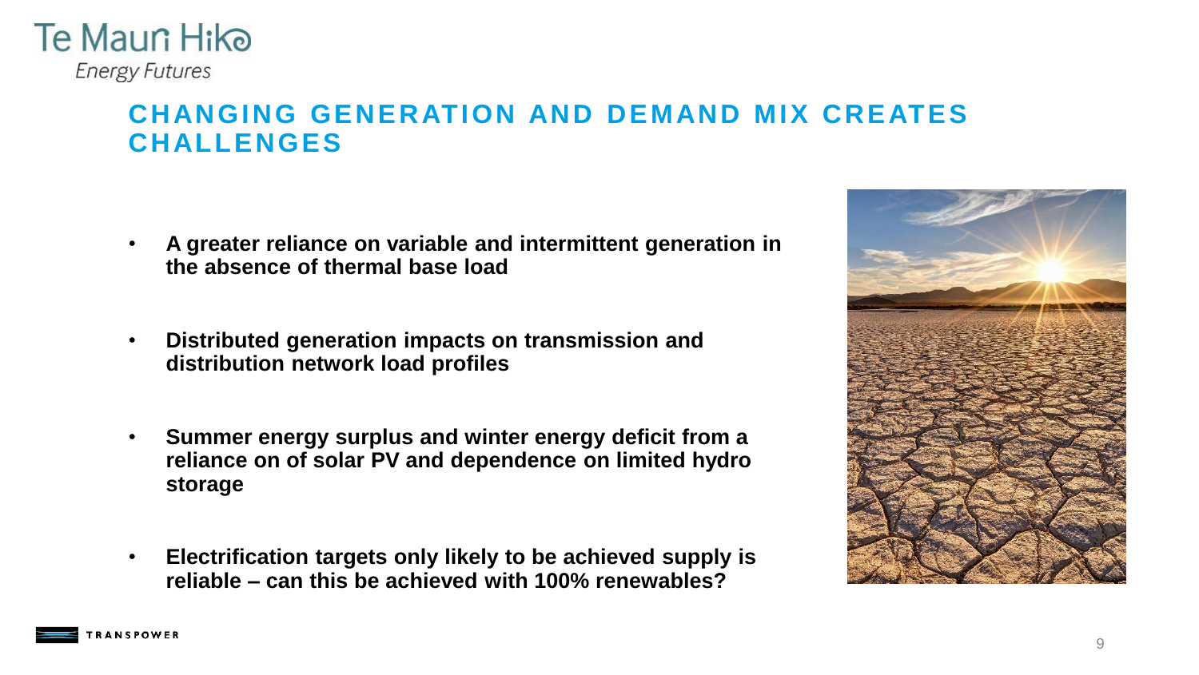## CHANGING GENERATION AND DEMAND MIX CREATES CHALLENGES

- **A greater reliance on variable and intermittent generation in the absence of thermal base load**
- **Distributed generation impacts on transmission and distribution network load profiles**
- **Summer energy surplus and winter energy deficit from a reliance on of solar PV and dependence on limited hydro storage**
- **Electrification targets only likely to be achieved supply is reliable – can this be achieved with 100% renewables?**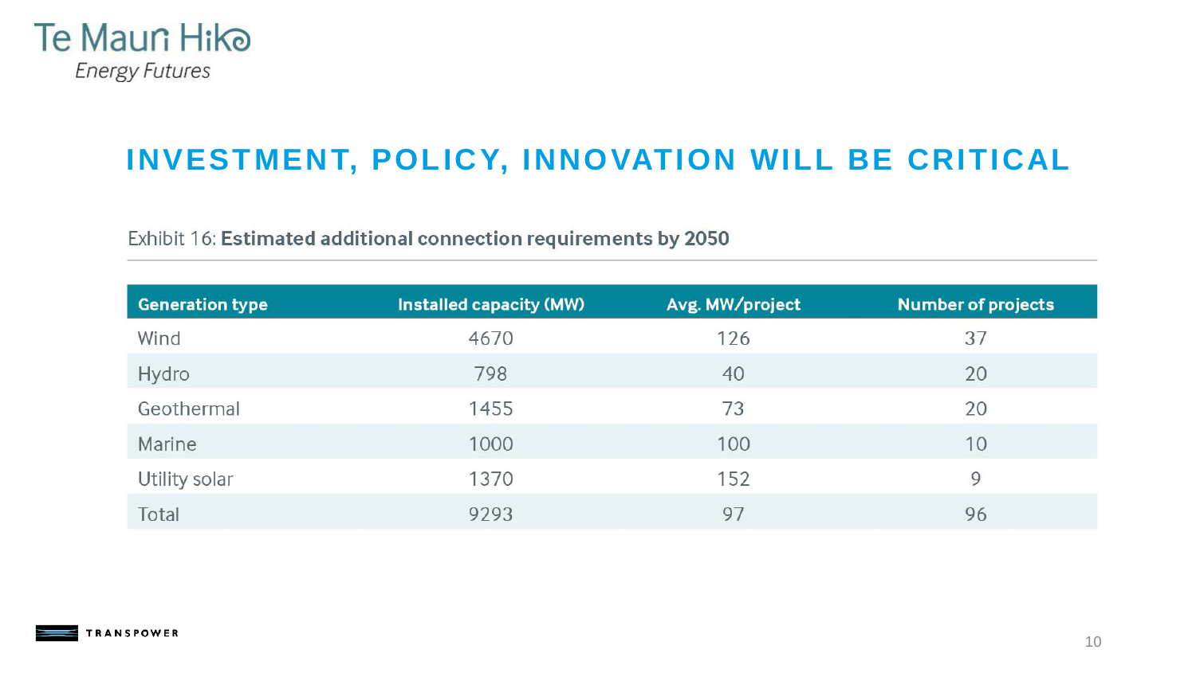# INVESTMENT, POLICY, INNOVATION WILL BE CRITICAL

Exhibit 16: **Estimated additional connection requirements by 2050**

| Generation type | Installed capacity (MW) | Avg. MW/project | Number of projects |
|---|---|---|---|
| Wind | 4670 | 126 | 37 |
| Hydro | 798 | 40 | 20 |
| Geothermal | 1455 | 73 | 20 |
| Marine | 1000 | 100 | 10 |
| Utility solar | 1370 | 152 | 9 |
| Total | 9293 | 97 | 96 |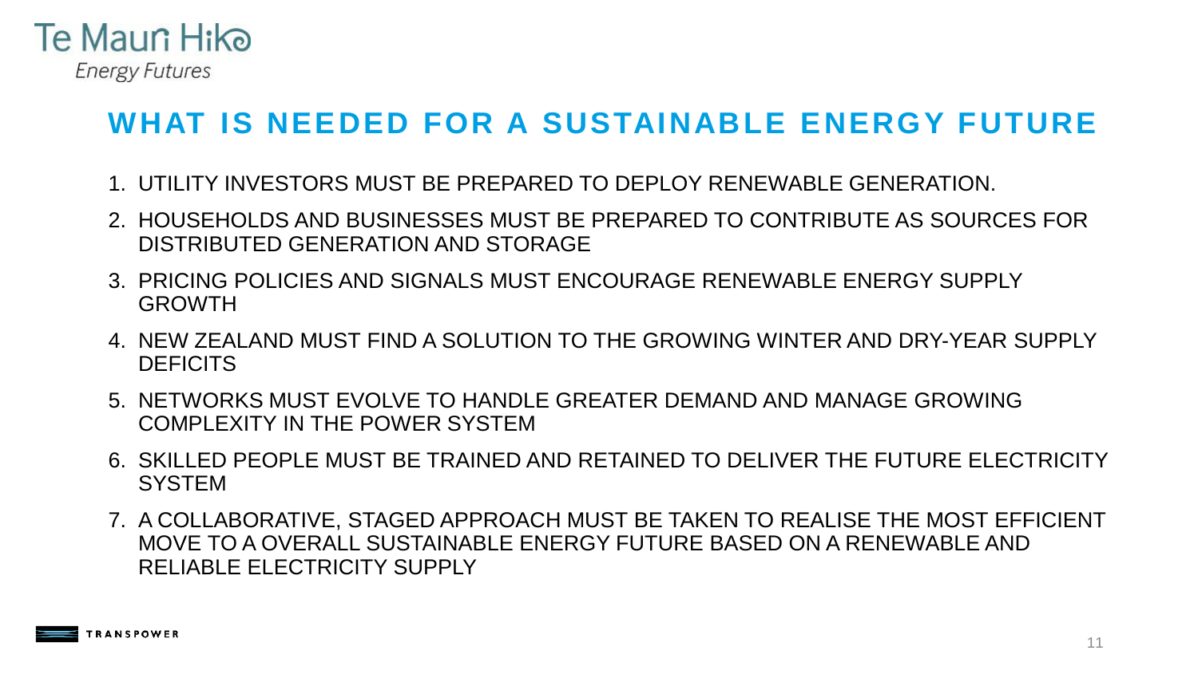# WHAT IS NEEDED FOR A SUSTAINABLE ENERGY FUTURE

1. UTILITY INVESTORS MUST BE PREPARED TO DEPLOY RENEWABLE GENERATION.
2. HOUSEHOLDS AND BUSINESSES MUST BE PREPARED TO CONTRIBUTE AS SOURCES FOR DISTRIBUTED GENERATION AND STORAGE
3. PRICING POLICIES AND SIGNALS MUST ENCOURAGE RENEWABLE ENERGY SUPPLY GROWTH
4. NEW ZEALAND MUST FIND A SOLUTION TO THE GROWING WINTER AND DRY-YEAR SUPPLY DEFICITS
5. NETWORKS MUST EVOLVE TO HANDLE GREATER DEMAND AND MANAGE GROWING COMPLEXITY IN THE POWER SYSTEM
6. SKILLED PEOPLE MUST BE TRAINED AND RETAINED TO DELIVER THE FUTURE ELECTRICITY SYSTEM
7. A COLLABORATIVE, STAGED APPROACH MUST BE TAKEN TO REALISE THE MOST EFFICIENT MOVE TO A OVERALL SUSTAINABLE ENERGY FUTURE BASED ON A RENEWABLE AND RELIABLE ELECTRICITY SUPPLY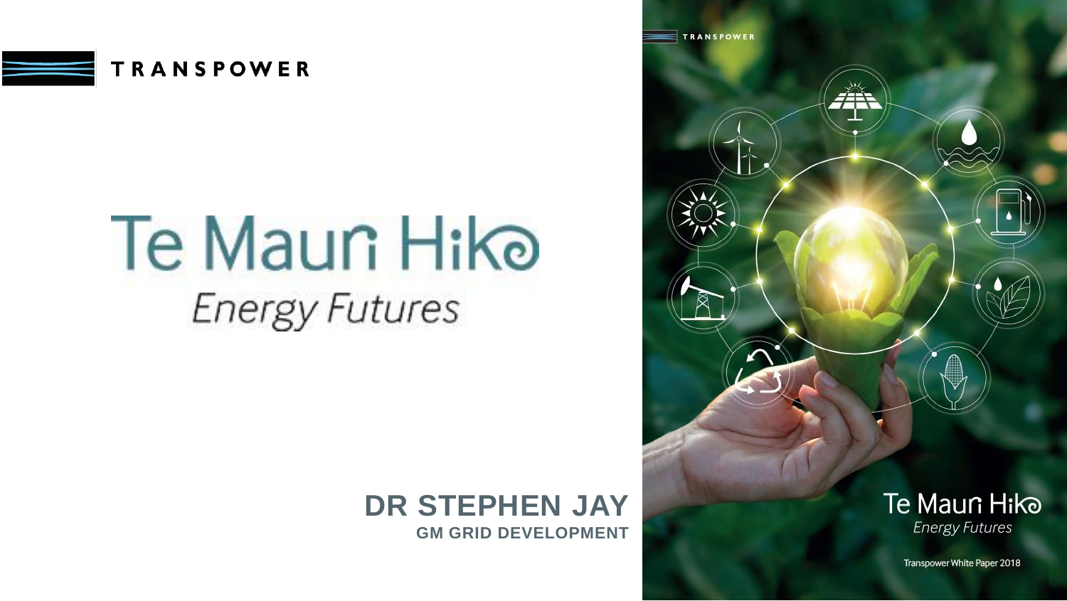TRANSPOWER

# Te Mauri Hiko

*Energy Futures*

**DR STEPHEN JAY**

**GM GRID DEVELOPMENT**

TRANSPOWER

Te Mauri Hiko

*Energy Futures*

Transpower White Paper 2018